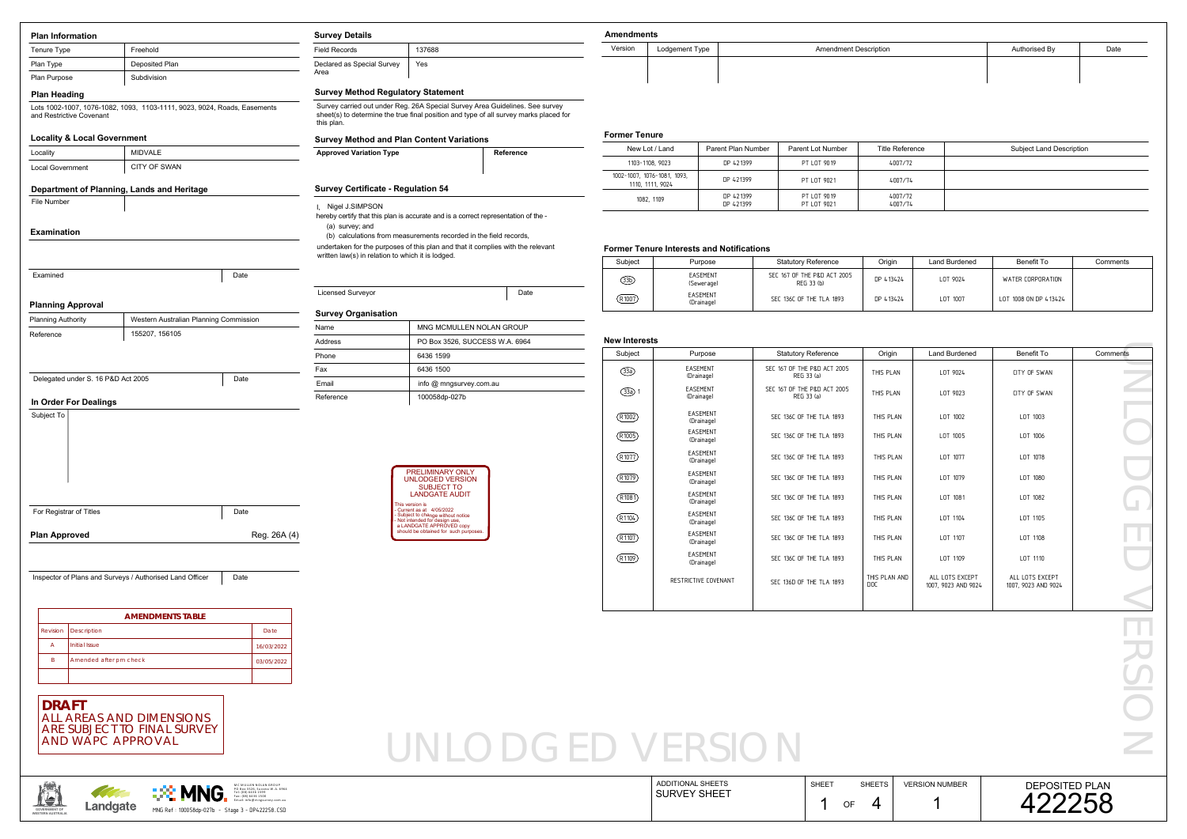## Plan Information

| Tenure Type | Freehold |
|---|---|
| Plan Type | Deposited Plan |
| Plan Purpose | Subdivision |

### Plan Heading

Lots 1002-1007, 1076-1082, 1093, 1103-1111, 9023, 9024, Roads, Easements and Restrictive Covenant

### Locality & Local Government

| Locality | MIDVALE |
|---|---|
| Local Government | CITY OF SWAN |

### Department of Planning, Lands and Heritage

| File Number | |
|---|---|

### Examination

| Examined | Date |
|---|---|

### Planning Approval

| Planning Authority | Western Australian Planning Commission |
|---|---|
| Reference | 155207, 156105 |

| Delegated under S. 16 P&D Act 2005 | Date |
|---|---|

### In Order For Dealings

Subject To

| For Registrar of Titles | Date |
|---|---|

**Plan Approved** Reg. 26A (4)

| Inspector of Plans and Surveys / Authorised Land Officer | Date |
|---|---|

**AMENDMENTS TABLE**

| Revision | Description | Date |
|---|---|---|
| A | Initial Issue | 16/03/2022 |
| B | Amended after pm check | 03/05/2022 |
| | | |

**DRAFT**
ALL AREAS AND DIMENSIONS ARE SUBJECT TO FINAL SURVEY AND WAPC APPROVAL

## Survey Details

| Field Records | 137688 |
|---|---|
| Declared as Special Survey Area | Yes |

### Survey Method Regulatory Statement

Survey carried out under Reg. 26A Special Survey Area Guidelines. See survey sheet(s) to determine the true final position and type of all survey marks placed for this plan.

### Survey Method and Plan Content Variations

| Approved Variation Type | Reference |
|---|---|
| | |

### Survey Certificate - Regulation 54

I, Nigel J.SIMPSON
hereby certify that this plan is accurate and is a correct representation of the -
(a) survey; and
(b) calculations from measurements recorded in the field records,
undertaken for the purposes of this plan and that it complies with the relevant written law(s) in relation to which it is lodged.

| Licensed Surveyor | Date |
|---|---|

### Survey Organisation

| Name | MNG MCMULLEN NOLAN GROUP |
|---|---|
| Address | PO Box 3526, SUCCESS W.A. 6964 |
| Phone | 6436 1599 |
| Fax | 6436 1500 |
| Email | info @ mngsurvey.com.au |
| Reference | 100058dp-027b |

PRELIMINARY ONLY
UNLODGED VERSION
SUBJECT TO
LANDGATE AUDIT
This version is
- Current as at 4/05/2022
- Subject to change without notice
- Not intended for design use,
a LANDGATE APPROVED copy should be obtained for such purposes.

## Amendments

| Version | Lodgement Type | Amendment Description | Authorised By | Date |
|---|---|---|---|---|
| | | | | |

### Former Tenure

| New Lot / Land | Parent Plan Number | Parent Lot Number | Title Reference | Subject Land Description |
|---|---|---|---|---|
| 1103-1108, 9023 | DP 421399 | PT LOT 9019 | 4007/72 | |
| 1002-1007, 1076-1081, 1093, 1110, 1111, 9024 | DP 421399 | PT LOT 9021 | 4007/74 | |
| 1082, 1109 | DP 421399<br>DP 421399 | PT LOT 9019<br>PT LOT 9021 | 4007/72<br>4007/74 | |

### Former Tenure Interests and Notifications

| Subject | Purpose | Statutory Reference | Origin | Land Burdened | Benefit To | Comments |
|---|---|---|---|---|---|---|
| 33b | EASEMENT (Sewerage) | SEC 167 OF THE P&D ACT 2005 REG 33 (b) | DP 413424 | LOT 9024 | WATER CORPORATION | |
| R1007 | EASEMENT (Drainage) | SEC 136C OF THE TLA 1893 | DP 413424 | LOT 1007 | LOT 1008 ON DP 413424 | |

### New Interests

| Subject | Purpose | Statutory Reference | Origin | Land Burdened | Benefit To | Comments |
|---|---|---|---|---|---|---|
| 33a | EASEMENT (Drainage) | SEC 167 OF THE P&D ACT 2005 REG 33 (a) | THIS PLAN | LOT 9024 | CITY OF SWAN | |
| 33a 1 | EASEMENT (Drainage) | SEC 167 OF THE P&D ACT 2005 REG 33 (a) | THIS PLAN | LOT 9023 | CITY OF SWAN | |
| R1002 | EASEMENT (Drainage) | SEC 136C OF THE TLA 1893 | THIS PLAN | LOT 1002 | LOT 1003 | |
| R1005 | EASEMENT (Drainage) | SEC 136C OF THE TLA 1893 | THIS PLAN | LOT 1005 | LOT 1006 | |
| R1077 | EASEMENT (Drainage) | SEC 136C OF THE TLA 1893 | THIS PLAN | LOT 1077 | LOT 1078 | |
| R1079 | EASEMENT (Drainage) | SEC 136C OF THE TLA 1893 | THIS PLAN | LOT 1079 | LOT 1080 | |
| R1081 | EASEMENT (Drainage) | SEC 136C OF THE TLA 1893 | THIS PLAN | LOT 1081 | LOT 1082 | |
| R1104 | EASEMENT (Drainage) | SEC 136C OF THE TLA 1893 | THIS PLAN | LOT 1104 | LOT 1105 | |
| R1107 | EASEMENT (Drainage) | SEC 136C OF THE TLA 1893 | THIS PLAN | LOT 1107 | LOT 1108 | |
| R1109 | EASEMENT (Drainage) | SEC 136C OF THE TLA 1893 | THIS PLAN | LOT 1109 | LOT 1110 | |
| | RESTRICTIVE COVENANT | SEC 136D OF THE TLA 1893 | THIS PLAN AND DOC | ALL LOTS EXCEPT 1007, 9023 AND 9024 | ALL LOTS EXCEPT 1007, 9023 AND 9024 | |

UNLODGED VERSION

MNG Ref : 100058dp-027b - Stage 3 - DP422258.CSD

| ADDITIONAL SHEETS | SHEET | SHEETS | VERSION NUMBER | DEPOSITED PLAN |
|---|---|---|---|---|
| SURVEY SHEET | 1 OF 4 | | 1 | 422258 |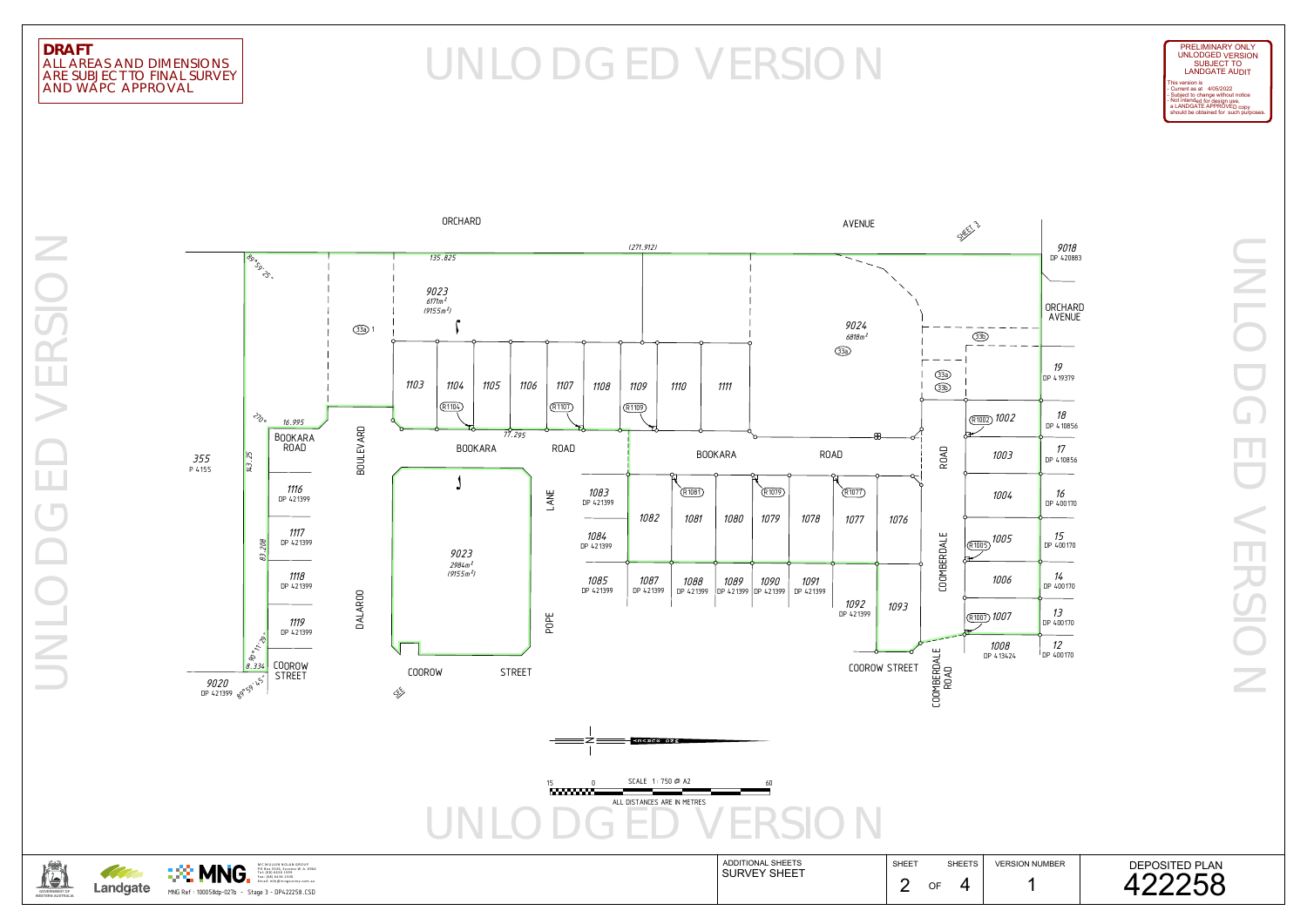**DRAFT**
ALL AREAS AND DIMENSIONS ARE SUBJECT TO FINAL SURVEY AND WAPC APPROVAL

UNLODGED VERSION

PRELIMINARY ONLY
UNLODGED VERSION
SUBJECT TO
LANDGATE AUDIT

This version is
- Current as at 4/05/2022
- Subject to change without notice
- Not intended for design use,
a LANDGATE APPROVED copy should be obtained for such purposes.

ORCHARD AVENUE

(271.912)

135.825

SHEET 3

9018
DP 420883

ORCHARD
AVENUE

9023
$6171m^2$
$(9155m^2)$

9024
$6818m^2$

33a 1

33a

33b

33a

33b

19
DP 419379

1103 1104 1105 1106 1107 1108 1109 1110 1111

R1104 R1107 R1109

R1002 1002

18
DP 410856

89°59'25"

270°

16.995

77.295

BOOKARA ROAD

BOOKARA ROAD

BOOKARA ROAD

BOULEVARD

1003

17
DP 410856

43.25

355
P 4155

1116
DP 421399

1083
DP 421399

R1081 R1079 R1077

1004

16
DP 400170

1117
DP 421399

83.208

1082 1081 1080 1079 1078 1077 1076

1084
DP 421399

R1005 1005

15
DP 400170

LANE

9023
$2984m^2$
$(9155m^2)$

COOMBERDALE ROAD

1118
DP 421399

1085
DP 421399

1087
DP 421399

1088
DP 421399

1089
DP 421399

1090
DP 421399

1091
DP 421399

1006

14
DP 400170

DALAROO

POPE

1092
DP 421399

1093

R1007 1007

13
DP 400170

1119
DP 421399

89°11'29"

1008
DP 413424

12
DP 400170

8.334

COOROW STREET

COOROW STREET

COOROW STREET

COOMBERDALE ROAD

9020
DP 421399

89°59'45"

SEE

SCALE 1 : 750 @ A2

15 0 60

ALL DISTANCES ARE IN METRES

MNG Ref : 100058dp-027b - Stage 3 - DP422258.CSD

| ADDITIONAL SHEETS | SHEET | SHEETS | VERSION NUMBER | DEPOSITED PLAN |
|---|---|---|---|---|
| SURVEY SHEET | 2 OF | 4 | 1 | 422258 |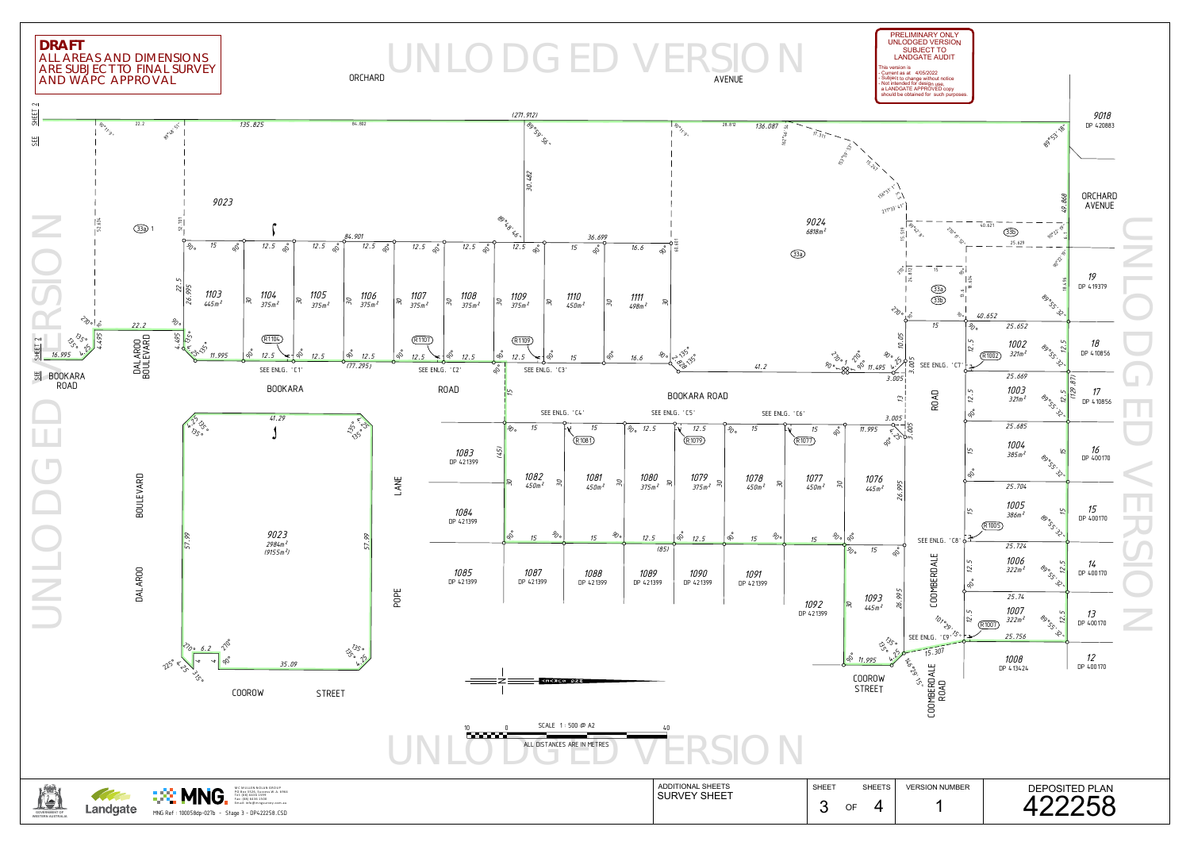**DRAFT**
ALL AREAS AND DIMENSIONS ARE SUBJECT TO FINAL SURVEY AND WAPC APPROVAL

UNLODGED VERSION

PRELIMINARY ONLY
UNLODGED VERSION
SUBJECT TO
LANDGATE AUDIT

This version is:
- Current as at 4/05/2022
- Subject to change without notice
- Not intended for design use,
a LANDGATE APPROVED copy should be obtained for such purposes.

ORCHARD AVENUE

BOOKARA ROAD

DALAROO BOULEVARD

POPE LANE

COOROW STREET

COOMBERDALE ROAD

| Lot | Area |
|---|---|
| 1002 | 321m² |
| 1003 | 321m² |
| 1004 | 385m² |
| 1005 | 386m² |
| 1006 | 322m² |
| 1007 | 322m² |
| 1076 | 445m² |
| 1077 | 450m² |
| 1078 | 450m² |
| 1079 | 375m² |
| 1080 | 375m² |
| 1081 | 450m² |
| 1082 | 450m² |
| 1093 | 445m² |
| 1103 | 445m² |
| 1104 | 375m² |
| 1105 | 375m² |
| 1106 | 375m² |
| 1107 | 375m² |
| 1108 | 375m² |
| 1109 | 375m² |
| 1110 | 450m² |
| 1111 | 498m² |
| 9023 | 2984m² (9155m²) |
| 9024 | 6818m² |

9018 DP 420883
19 DP 419379
18 DP 410856
17 DP 410856
16 DP 400170
15 DP 400170
14 DP 400170
13 DP 400170
12 DP 400170
1008 DP 413424
1083 DP 421399
1084 DP 421399
1085 DP 421399
1087 DP 421399
1088 DP 421399
1089 DP 421399
1090 DP 421399
1091 DP 421399
1092 DP 421399

SEE ENLG. 'C1', 'C2', 'C3', 'C4', 'C5', 'C6', 'C7', 'C8', 'C9'

SEE SHEET 2

SCALE 1 : 500 @ A2
ALL DISTANCES ARE IN METRES

GOVERNMENT OF WESTERN AUSTRALIA
Landgate
MNG
MCMULLEN NOLAN GROUP
PO Box 5526, Success W.A. 6964
Tel: (08) 6436 1599
Fax: (08) 6436 1500
Email: info@mngsurvey.com.au
MNG Ref : 100058dp-027b - Stage 3 - DP422258.CSD

| ADDITIONAL SHEETS | SHEET | SHEETS | VERSION NUMBER | DEPOSITED PLAN |
|---|---|---|---|---|
| SURVEY SHEET | 3 OF | 4 | 1 | 422258 |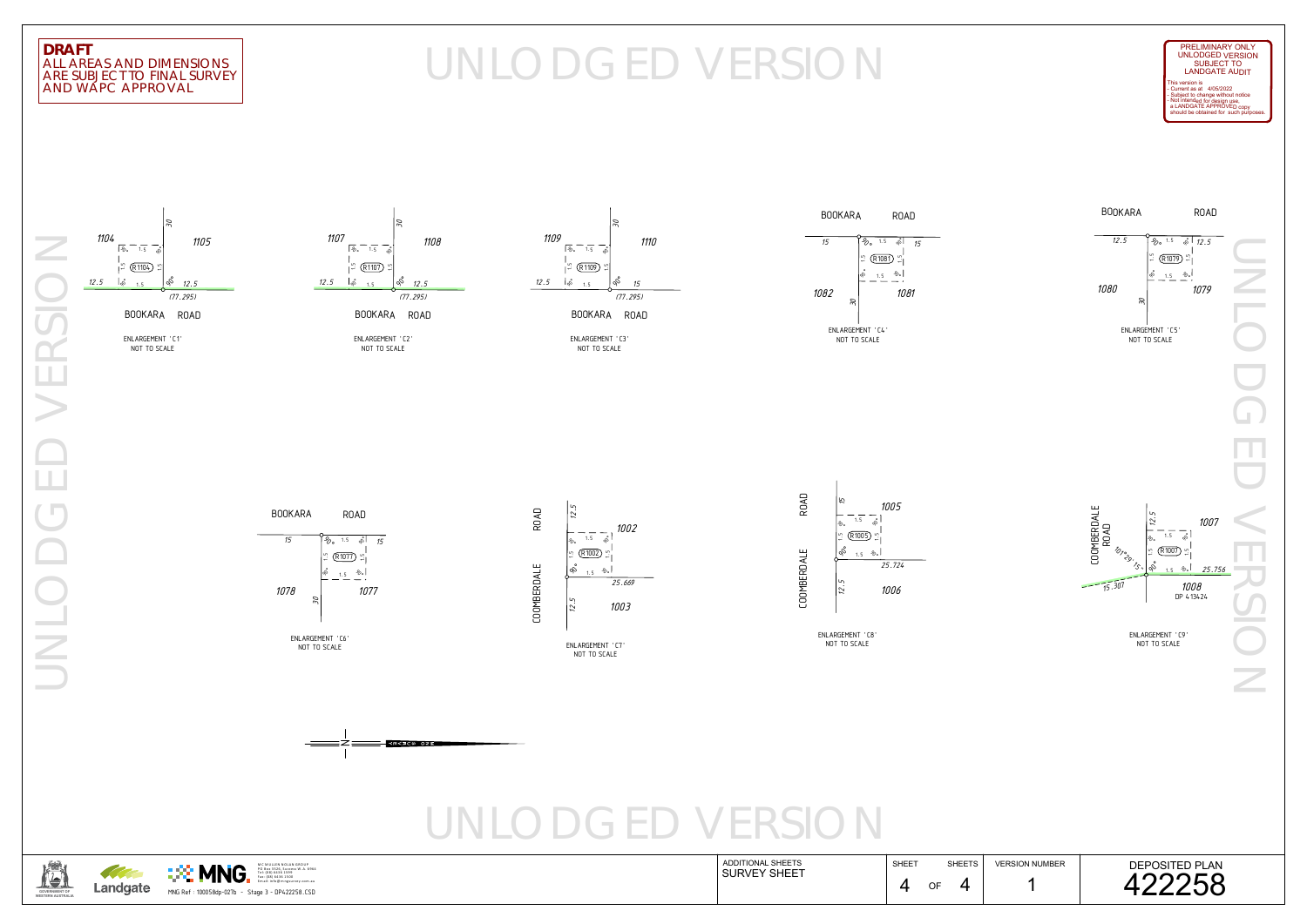**DRAFT**
ALL AREAS AND DIMENSIONS ARE SUBJECT TO FINAL SURVEY AND WAPC APPROVAL

# UNLODGED VERSION

PRELIMINARY ONLY
UNLODGED VERSION
SUBJECT TO
LANDGATE AUDIT

This version is
- Current as at 4/05/2022
- Subject to change without notice
- Not intended for design use,
a LANDGATE APPROVED copy
should be obtained for such purposes.

1104 | 1105 | 30 | R1104 | 1.5 | 90° | 12.5 | 12.5 | (77.295) | BOOKARA ROAD

ENLARGEMENT 'C1'
NOT TO SCALE

1107 | 1108 | 30 | R1107 | 1.5 | 90° | 12.5 | 12.5 | (77.295) | BOOKARA ROAD

ENLARGEMENT 'C2'
NOT TO SCALE

1109 | 1110 | 30 | R1109 | 1.5 | 90° | 12.5 | 15 | (77.295) | BOOKARA ROAD

ENLARGEMENT 'C3'
NOT TO SCALE

BOOKARA ROAD | 15 | 15 | R1081 | 1.5 | 90° | 1082 | 1081 | 30

ENLARGEMENT 'C4'
NOT TO SCALE

BOOKARA ROAD | 12.5 | 12.5 | R1079 | 1.5 | 90° | 1080 | 1079 | 30

ENLARGEMENT 'C5'
NOT TO SCALE

BOOKARA ROAD | 15 | 15 | R1077 | 1.5 | 90° | 1078 | 1077 | 30

ENLARGEMENT 'C6'
NOT TO SCALE

COOMBERDALE ROAD | 12.5 | 1002 | R1002 | 1.5 | 90° | 25.669 | 12.5 | 1003

ENLARGEMENT 'C7'
NOT TO SCALE

COOMBERDALE ROAD | 15 | 1005 | R1005 | 1.5 | 90° | 25.724 | 12.5 | 1006

ENLARGEMENT 'C8'
NOT TO SCALE

COOMBERDALE ROAD | 12.5 | 1007 | R1007 | 1.5 | 90° | 101°29' 15 | 25.756 | 15.307 | 1008 DP 413424

ENLARGEMENT 'C9'
NOT TO SCALE

# UNLODGED VERSION

MCMULLEN NOLAN GROUP
PO Box 5526, Canning Vale W.A. 6970
Tel: (08) 6436 1599
Fax: (08) 6436 1500
Email: info@mngsurvey.com.au

MNG Ref : 100058dp-027b - Stage 3 - DP422258.CSD

| ADDITIONAL SHEETS | SHEET | SHEETS | VERSION NUMBER | DEPOSITED PLAN |
|---|---|---|---|---|
| SURVEY SHEET | 4 OF 4 | | 1 | 422258 |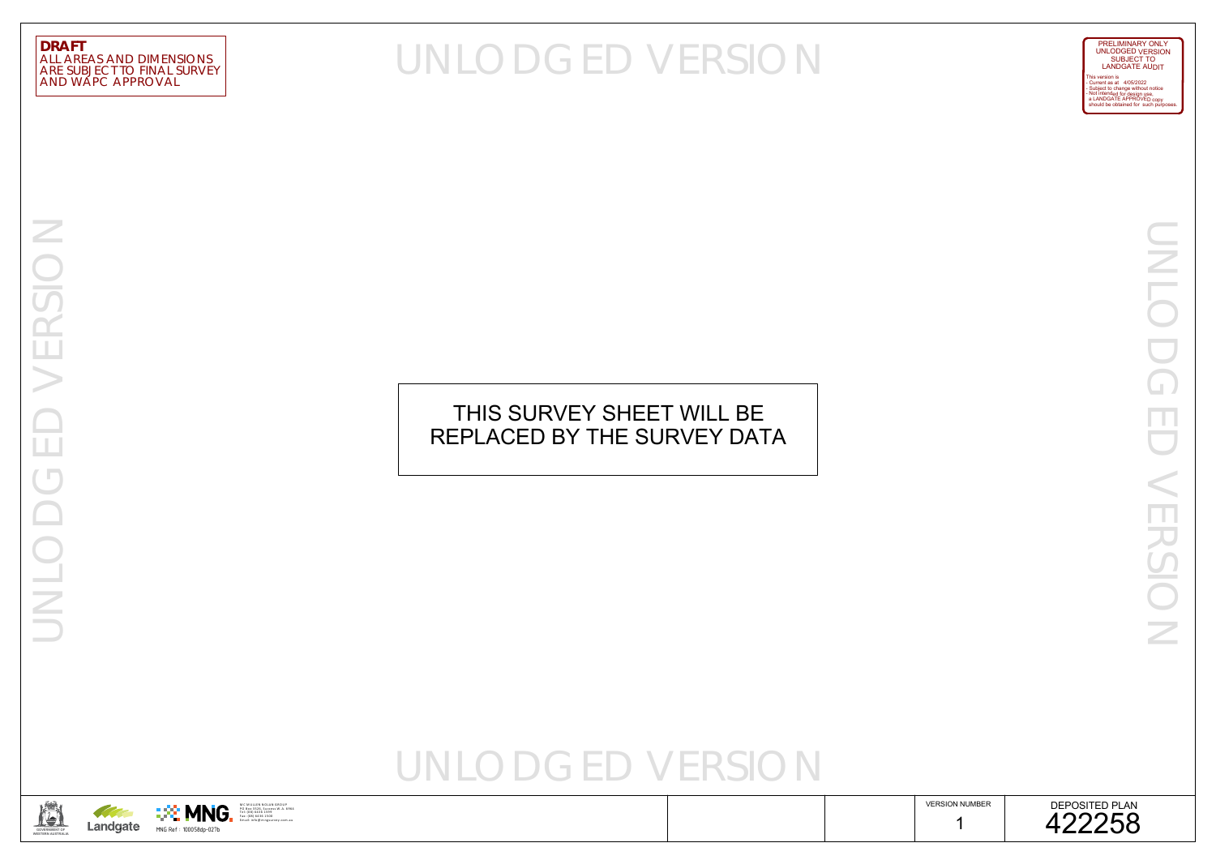**DRAFT**
ALL AREAS AND DIMENSIONS ARE SUBJECT TO FINAL SURVEY AND WAPC APPROVAL

UNLODGED VERSION

PRELIMINARY ONLY
UNLODGED VERSION
SUBJECT TO
LANDGATE AUDIT

This version is
- Current as at 4/05/2022
- Subject to change without notice
- Not intended for design use,
a LANDGATE APPROVED copy
should be obtained for such purposes.

UNLODGED VERSION

UNLODGED VERSION

THIS SURVEY SHEET WILL BE
REPLACED BY THE SURVEY DATA

UNLODGED VERSION

GOVERNMENT OF WESTERN AUSTRALIA

Landgate

MNG.

MCMULLEN NOLAN GROUP
PO Box 9526, Success W.A. 6964
Tel: (08) 6436 1599
Fax: (08) 6436 1500
Email: info@mngsurvey.com.au

MNG Ref : 100058dp-027b

| | | | |
|---|---|---|---|
| | | VERSION NUMBER | DEPOSITED PLAN |
| | | 1 | 422258 |